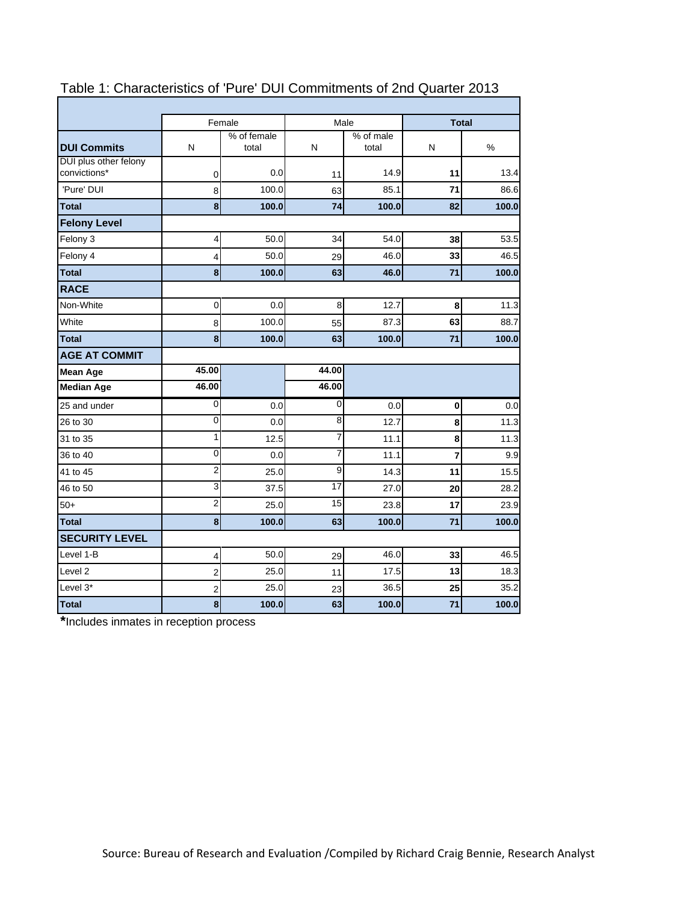Table 1: Characteristics of 'Pure' DUI Commitments of 2nd Quarter 2013

| | Female | | Male | | Total | |
|---|---|---|---|---|---|---|
| **DUI Commits** | N | % of female total | N | % of male total | N | % |
| DUI plus other felony convictions* | 0 | 0.0 | 11 | 14.9 | **11** | 13.4 |
| 'Pure' DUI | 8 | 100.0 | 63 | 85.1 | **71** | 86.6 |
| **Total** | **8** | **100.0** | **74** | **100.0** | **82** | **100.0** |
| **Felony Level** | | | | | | |
| Felony 3 | 4 | 50.0 | 34 | 54.0 | **38** | 53.5 |
| Felony 4 | 4 | 50.0 | 29 | 46.0 | **33** | 46.5 |
| **Total** | **8** | **100.0** | **63** | **46.0** | **71** | **100.0** |
| **RACE** | | | | | | |
| Non-White | 0 | 0.0 | 8 | 12.7 | **8** | 11.3 |
| White | 8 | 100.0 | 55 | 87.3 | **63** | 88.7 |
| **Total** | **8** | **100.0** | **63** | **100.0** | **71** | **100.0** |
| **AGE AT COMMIT** | | | | | | |
| **Mean Age** | **45.00** | | **44.00** | | | |
| **Median Age** | **46.00** | | **46.00** | | | |
| 25 and under | 0 | 0.0 | 0 | 0.0 | **0** | 0.0 |
| 26 to 30 | 0 | 0.0 | 8 | 12.7 | **8** | 11.3 |
| 31 to 35 | 1 | 12.5 | 7 | 11.1 | **8** | 11.3 |
| 36 to 40 | 0 | 0.0 | 7 | 11.1 | **7** | 9.9 |
| 41 to 45 | 2 | 25.0 | 9 | 14.3 | **11** | 15.5 |
| 46 to 50 | 3 | 37.5 | 17 | 27.0 | **20** | 28.2 |
| 50+ | 2 | 25.0 | 15 | 23.8 | **17** | 23.9 |
| **Total** | **8** | **100.0** | **63** | **100.0** | **71** | **100.0** |
| **SECURITY LEVEL** | | | | | | |
| Level 1-B | 4 | 50.0 | 29 | 46.0 | **33** | 46.5 |
| Level 2 | 2 | 25.0 | 11 | 17.5 | **13** | 18.3 |
| Level 3* | 2 | 25.0 | 23 | 36.5 | **25** | 35.2 |
| **Total** | **8** | **100.0** | **63** | **100.0** | **71** | **100.0** |

**\***Includes inmates in reception process

Source: Bureau of Research and Evaluation /Compiled by Richard Craig Bennie, Research Analyst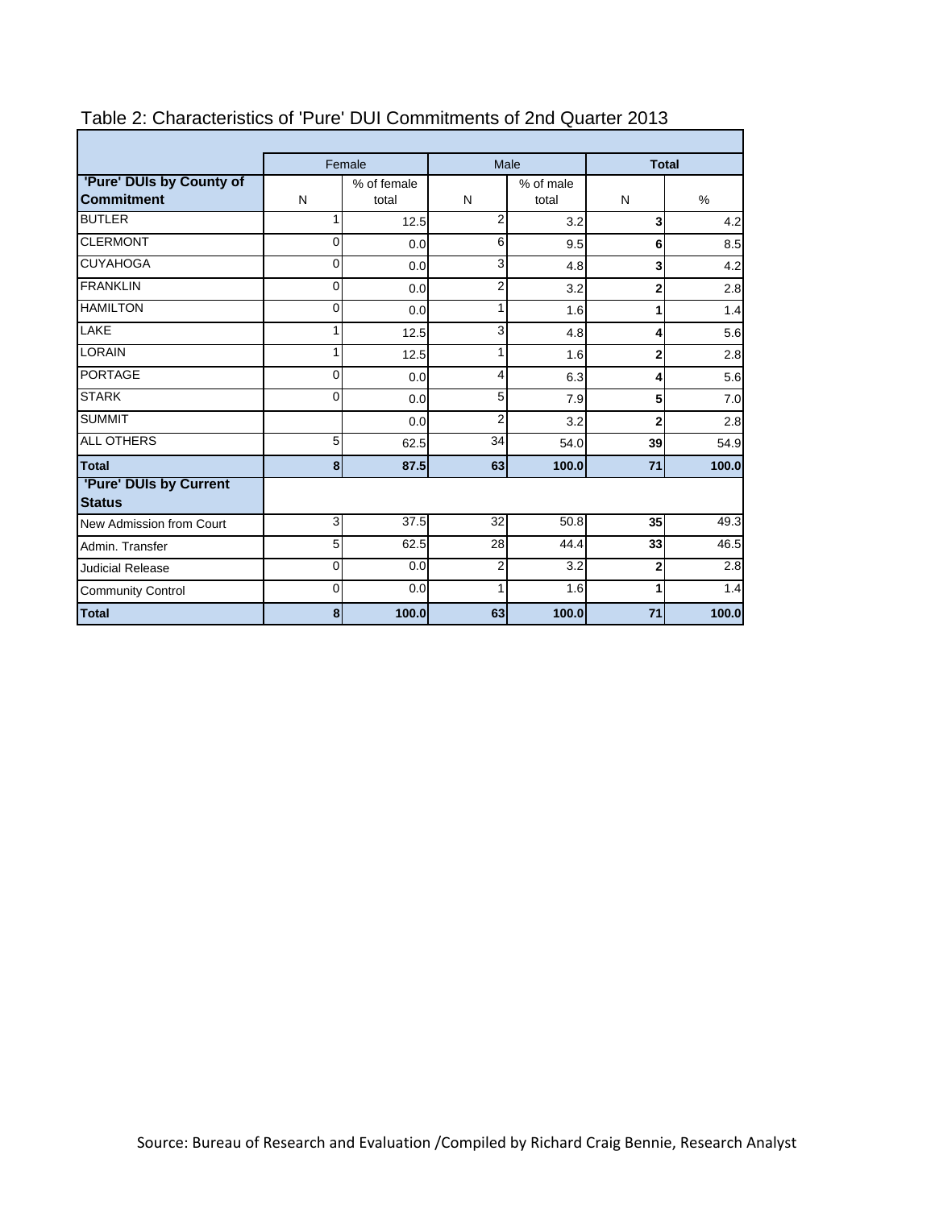# Table 2: Characteristics of 'Pure' DUI Commitments of 2nd Quarter 2013

| | Female | | Male | | Total | |
|---|---|---|---|---|---|---|
| **'Pure' DUIs by County of Commitment** | N | % of female total | N | % of male total | N | % |
| BUTLER | 1 | 12.5 | 2 | 3.2 | **3** | 4.2 |
| CLERMONT | 0 | 0.0 | 6 | 9.5 | **6** | 8.5 |
| CUYAHOGA | 0 | 0.0 | 3 | 4.8 | **3** | 4.2 |
| FRANKLIN | 0 | 0.0 | 2 | 3.2 | **2** | 2.8 |
| HAMILTON | 0 | 0.0 | 1 | 1.6 | **1** | 1.4 |
| LAKE | 1 | 12.5 | 3 | 4.8 | **4** | 5.6 |
| LORAIN | 1 | 12.5 | 1 | 1.6 | **2** | 2.8 |
| PORTAGE | 0 | 0.0 | 4 | 6.3 | **4** | 5.6 |
| STARK | 0 | 0.0 | 5 | 7.9 | **5** | 7.0 |
| SUMMIT | | 0.0 | 2 | 3.2 | **2** | 2.8 |
| ALL OTHERS | 5 | 62.5 | 34 | 54.0 | **39** | 54.9 |
| **Total** | **8** | **87.5** | **63** | **100.0** | **71** | **100.0** |
| **'Pure' DUIs by Current Status** | | | | | | |
| New Admission from Court | 3 | 37.5 | 32 | 50.8 | **35** | 49.3 |
| Admin. Transfer | 5 | 62.5 | 28 | 44.4 | **33** | 46.5 |
| Judicial Release | 0 | 0.0 | 2 | 3.2 | **2** | 2.8 |
| Community Control | 0 | 0.0 | 1 | 1.6 | **1** | 1.4 |
| **Total** | **8** | **100.0** | **63** | **100.0** | **71** | **100.0** |

Source: Bureau of Research and Evaluation /Compiled by Richard Craig Bennie, Research Analyst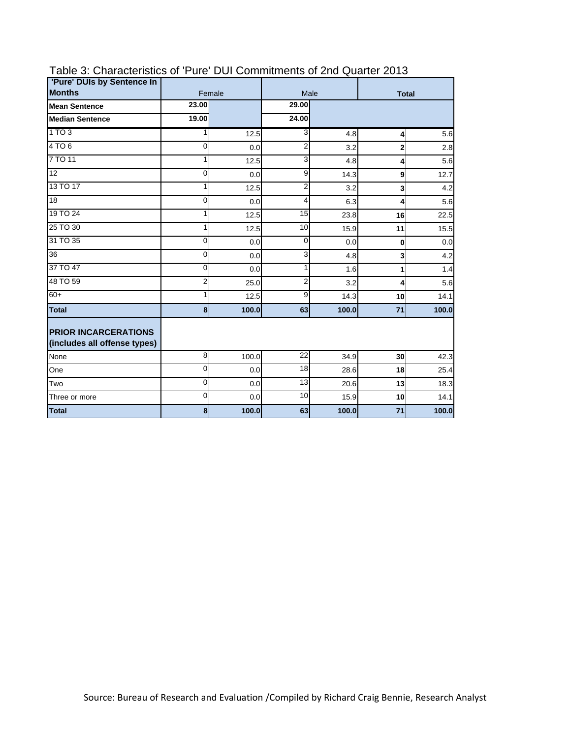Table 3: Characteristics of 'Pure' DUI Commitments of 2nd Quarter 2013

| 'Pure' DUIs by Sentence In Months | Female | | Male | | Total | |
|---|---|---|---|---|---|---|
| **Mean Sentence** | **23.00** | | **29.00** | | | |
| **Median Sentence** | **19.00** | | **24.00** | | | |
| 1 TO 3 | 1 | 12.5 | 3 | 4.8 | **4** | 5.6 |
| 4 TO 6 | 0 | 0.0 | 2 | 3.2 | **2** | 2.8 |
| 7 TO 11 | 1 | 12.5 | 3 | 4.8 | **4** | 5.6 |
| 12 | 0 | 0.0 | 9 | 14.3 | **9** | 12.7 |
| 13 TO 17 | 1 | 12.5 | 2 | 3.2 | **3** | 4.2 |
| 18 | 0 | 0.0 | 4 | 6.3 | **4** | 5.6 |
| 19 TO 24 | 1 | 12.5 | 15 | 23.8 | **16** | 22.5 |
| 25 TO 30 | 1 | 12.5 | 10 | 15.9 | **11** | 15.5 |
| 31 TO 35 | 0 | 0.0 | 0 | 0.0 | **0** | 0.0 |
| 36 | 0 | 0.0 | 3 | 4.8 | **3** | 4.2 |
| 37 TO 47 | 0 | 0.0 | 1 | 1.6 | **1** | 1.4 |
| 48 TO 59 | 2 | 25.0 | 2 | 3.2 | **4** | 5.6 |
| 60+ | 1 | 12.5 | 9 | 14.3 | **10** | 14.1 |
| **Total** | **8** | **100.0** | **63** | **100.0** | **71** | **100.0** |
| **PRIOR INCARCERATIONS (includes all offense types)** | | | | | | |
| None | 8 | 100.0 | 22 | 34.9 | **30** | 42.3 |
| One | 0 | 0.0 | 18 | 28.6 | **18** | 25.4 |
| Two | 0 | 0.0 | 13 | 20.6 | **13** | 18.3 |
| Three or more | 0 | 0.0 | 10 | 15.9 | **10** | 14.1 |
| **Total** | **8** | **100.0** | **63** | **100.0** | **71** | **100.0** |

Source: Bureau of Research and Evaluation /Compiled by Richard Craig Bennie, Research Analyst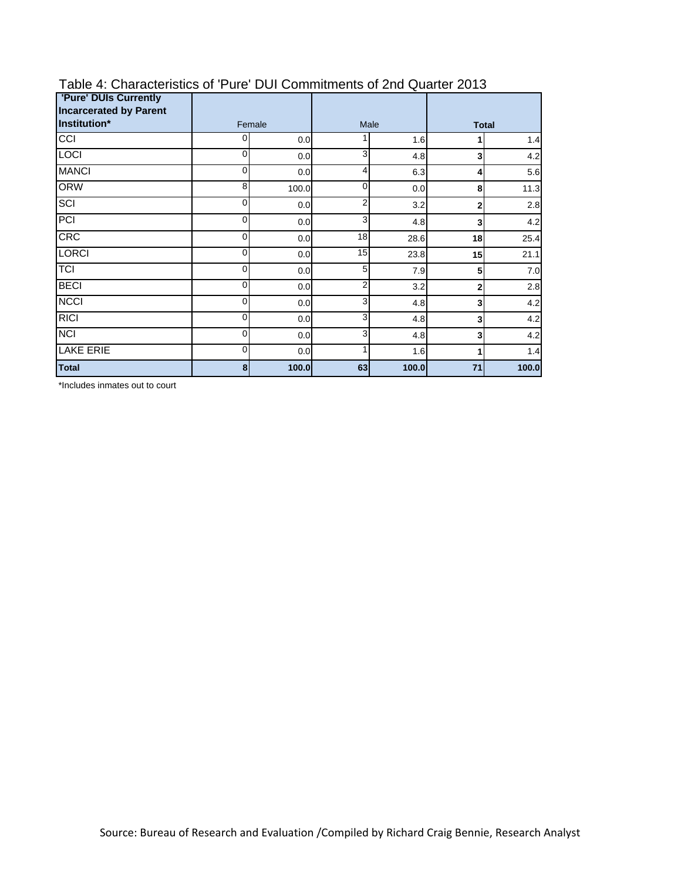Table 4: Characteristics of 'Pure' DUI Commitments of 2nd Quarter 2013

| 'Pure' DUIs Currently Incarcerated by Parent Institution* | Female | | Male | | Total | |
|---|---|---|---|---|---|---|
| CCI | 0 | 0.0 | 1 | 1.6 | 1 | 1.4 |
| LOCI | 0 | 0.0 | 3 | 4.8 | 3 | 4.2 |
| MANCI | 0 | 0.0 | 4 | 6.3 | 4 | 5.6 |
| ORW | 8 | 100.0 | 0 | 0.0 | 8 | 11.3 |
| SCI | 0 | 0.0 | 2 | 3.2 | 2 | 2.8 |
| PCI | 0 | 0.0 | 3 | 4.8 | 3 | 4.2 |
| CRC | 0 | 0.0 | 18 | 28.6 | 18 | 25.4 |
| LORCI | 0 | 0.0 | 15 | 23.8 | 15 | 21.1 |
| TCI | 0 | 0.0 | 5 | 7.9 | 5 | 7.0 |
| BECI | 0 | 0.0 | 2 | 3.2 | 2 | 2.8 |
| NCCI | 0 | 0.0 | 3 | 4.8 | 3 | 4.2 |
| RICI | 0 | 0.0 | 3 | 4.8 | 3 | 4.2 |
| NCI | 0 | 0.0 | 3 | 4.8 | 3 | 4.2 |
| LAKE ERIE | 0 | 0.0 | 1 | 1.6 | 1 | 1.4 |
| **Total** | **8** | **100.0** | **63** | **100.0** | **71** | **100.0** |

*Includes inmates out to court

Source: Bureau of Research and Evaluation /Compiled by Richard Craig Bennie, Research Analyst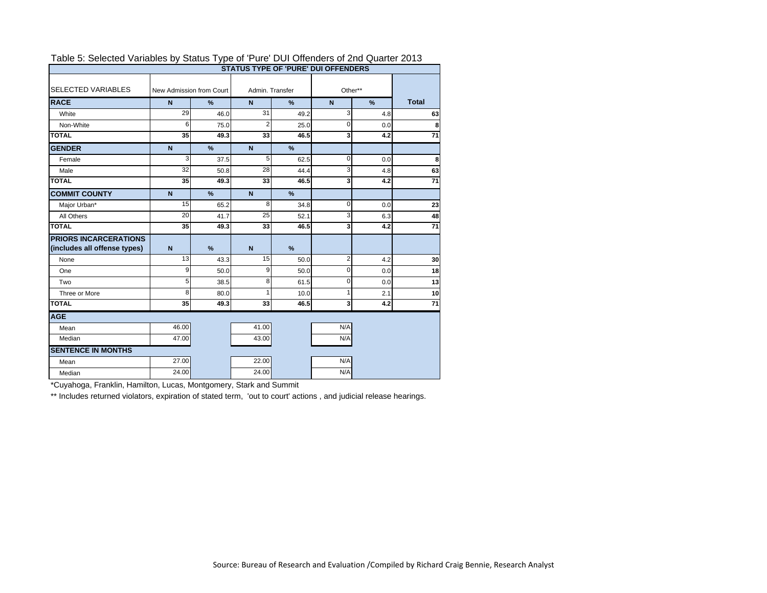Table 5: Selected Variables by Status Type of 'Pure' DUI Offenders of 2nd Quarter 2013

| | STATUS TYPE OF 'PURE' DUI OFFENDERS | | | | | | |
|---|---|---|---|---|---|---|---|
| SELECTED VARIABLES | New Admission from Court | | Admin. Transfer | | Other** | | |
| **RACE** | **N** | **%** | **N** | **%** | **N** | **%** | **Total** |
| White | 29 | 46.0 | 31 | 49.2 | 3 | 4.8 | **63** |
| Non-White | 6 | 75.0 | 2 | 25.0 | 0 | 0.0 | **8** |
| **TOTAL** | **35** | **49.3** | **33** | **46.5** | **3** | **4.2** | **71** |
| **GENDER** | **N** | **%** | **N** | **%** | | | |
| Female | 3 | 37.5 | 5 | 62.5 | 0 | 0.0 | **8** |
| Male | 32 | 50.8 | 28 | 44.4 | 3 | 4.8 | **63** |
| **TOTAL** | **35** | **49.3** | **33** | **46.5** | **3** | **4.2** | **71** |
| **COMMIT COUNTY** | **N** | **%** | **N** | **%** | | | |
| Major Urban* | 15 | 65.2 | 8 | 34.8 | 0 | 0.0 | **23** |
| All Others | 20 | 41.7 | 25 | 52.1 | 3 | 6.3 | **48** |
| **TOTAL** | **35** | **49.3** | **33** | **46.5** | **3** | **4.2** | **71** |
| **PRIORS INCARCERATIONS (includes all offense types)** | **N** | **%** | **N** | **%** | | | |
| None | 13 | 43.3 | 15 | 50.0 | 2 | 4.2 | **30** |
| One | 9 | 50.0 | 9 | 50.0 | 0 | 0.0 | **18** |
| Two | 5 | 38.5 | 8 | 61.5 | 0 | 0.0 | **13** |
| Three or More | 8 | 80.0 | 1 | 10.0 | 1 | 2.1 | **10** |
| **TOTAL** | **35** | **49.3** | **33** | **46.5** | **3** | **4.2** | **71** |
| **AGE** | | | | | | | |
| Mean | 46.00 | | 41.00 | | N/A | | |
| Median | 47.00 | | 43.00 | | N/A | | |
| **SENTENCE IN MONTHS** | | | | | | | |
| Mean | 27.00 | | 22.00 | | N/A | | |
| Median | 24.00 | | 24.00 | | N/A | | |

*Cuyahoga, Franklin, Hamilton, Lucas, Montgomery, Stark and Summit

** Includes returned violators, expiration of stated term, 'out to court' actions , and judicial release hearings.

Source: Bureau of Research and Evaluation /Compiled by Richard Craig Bennie, Research Analyst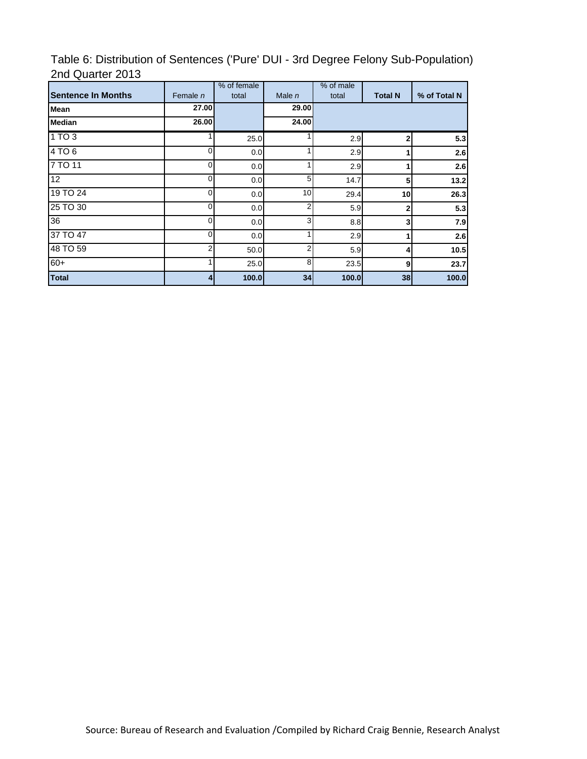Table 6: Distribution of Sentences ('Pure' DUI - 3rd Degree Felony Sub-Population) 2nd Quarter 2013

| Sentence In Months | Female *n* | % of female total | Male *n* | % of male total | Total N | % of Total N |
|---|---|---|---|---|---|---|
| **Mean** | **27.00** | | **29.00** | | | |
| **Median** | **26.00** | | **24.00** | | | |
| 1 TO 3 | 1 | 25.0 | 1 | 2.9 | **2** | **5.3** |
| 4 TO 6 | 0 | 0.0 | 1 | 2.9 | **1** | **2.6** |
| 7 TO 11 | 0 | 0.0 | 1 | 2.9 | **1** | **2.6** |
| 12 | 0 | 0.0 | 5 | 14.7 | **5** | **13.2** |
| 19 TO 24 | 0 | 0.0 | 10 | 29.4 | **10** | **26.3** |
| 25 TO 30 | 0 | 0.0 | 2 | 5.9 | **2** | **5.3** |
| 36 | 0 | 0.0 | 3 | 8.8 | **3** | **7.9** |
| 37 TO 47 | 0 | 0.0 | 1 | 2.9 | **1** | **2.6** |
| 48 TO 59 | 2 | 50.0 | 2 | 5.9 | **4** | **10.5** |
| 60+ | 1 | 25.0 | 8 | 23.5 | **9** | **23.7** |
| **Total** | **4** | **100.0** | **34** | **100.0** | **38** | **100.0** |

Source: Bureau of Research and Evaluation /Compiled by Richard Craig Bennie, Research Analyst